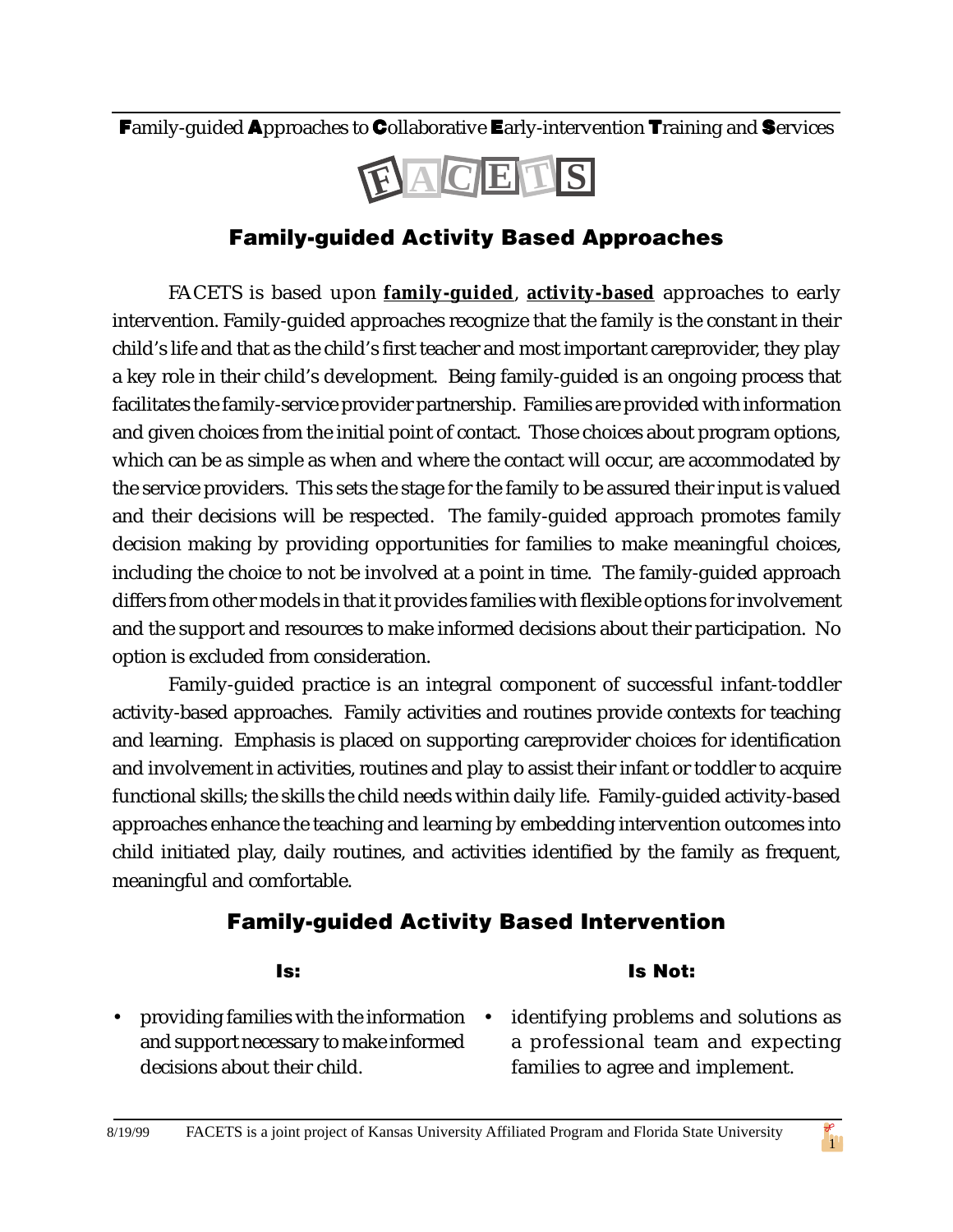**F**amily-guided **A**pproaches to **C**ollaborative **E**arly-intervention **T**raining and **S**ervices

# FACETS

## Family-guided Activity Based Approaches

FACETS is based upon **family-guided**, **activity-based** approaches to early intervention. Family-guided approaches recognize that the family is the constant in their child's life and that as the child's first teacher and most important careprovider, they play a key role in their child's development. Being family-guided is an ongoing process that facilitates the family-service provider partnership. Families are provided with information and given choices from the initial point of contact. Those choices about program options, which can be as simple as when and where the contact will occur, are accommodated by the service providers. This sets the stage for the family to be assured their input is valued and their decisions will be respected. The family-guided approach promotes family decision making by providing opportunities for families to make meaningful choices, including the choice to not be involved at a point in time. The family-guided approach differs from other models in that it provides families with flexible options for involvement and the support and resources to make informed decisions about their participation. No option is excluded from consideration.

Family-guided practice is an integral component of successful infant-toddler activity-based approaches. Family activities and routines provide contexts for teaching and learning. Emphasis is placed on supporting careprovider choices for identification and involvement in activities, routines and play to assist their infant or toddler to acquire functional skills; the skills the child needs within daily life. Family-guided activity-based approaches enhance the teaching and learning by embedding intervention outcomes into child initiated play, daily routines, and activities identified by the family as frequent, meaningful and comfortable.

## Family-guided Activity Based Intervention

| Is: | Is Not: |
| --- | --- |
| • providing families with the information and support necessary to make informed decisions about their child. | • identifying problems and solutions as a professional team and expecting families to agree and implement. |

8/19/99 FACETS is a joint project of Kansas University Affiliated Program and Florida State University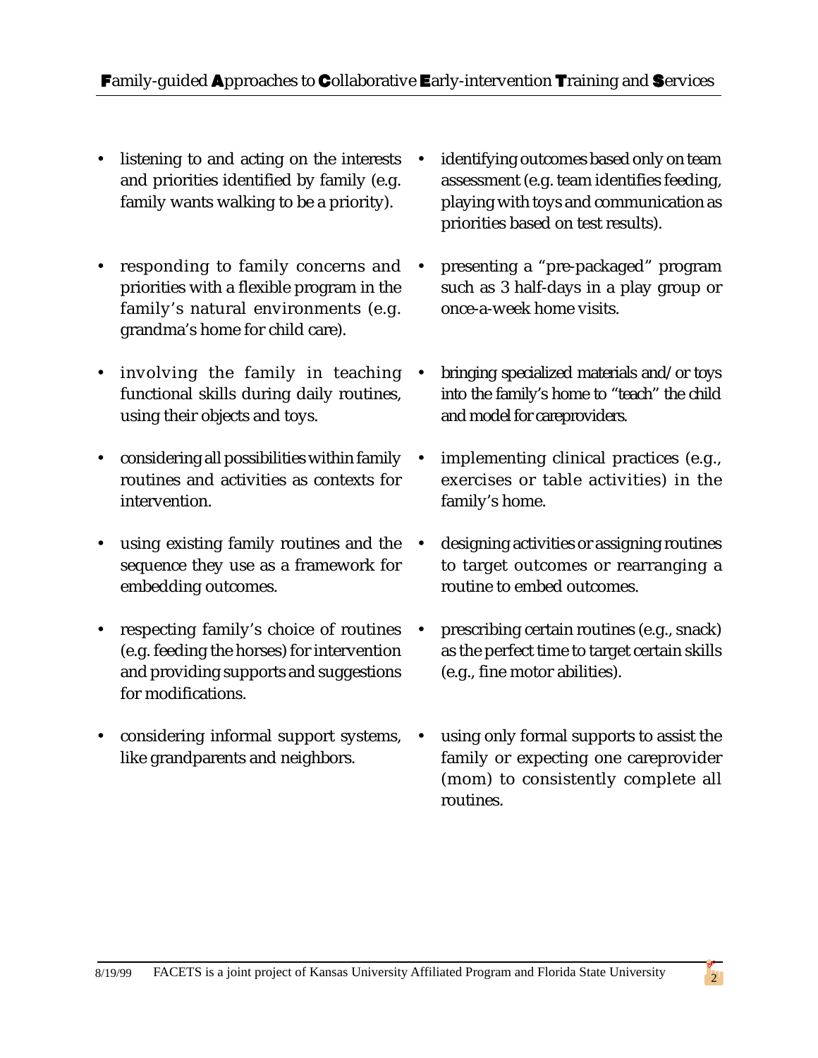| | |
|---|---|
| • listening to and acting on the interests and priorities identified by family (e.g. family wants walking to be a priority). | • identifying outcomes based only on team assessment (e.g. team identifies feeding, playing with toys and communication as priorities based on test results). |
| • responding to family concerns and priorities with a flexible program in the family's natural environments (e.g. grandma's home for child care). | • presenting a "pre-packaged" program such as 3 half-days in a play group or once-a-week home visits. |
| • involving the family in teaching functional skills during daily routines, using their objects and toys. | • bringing specialized materials and/or toys into the family's home to "teach" the child and model for careproviders. |
| • considering all possibilities within family routines and activities as contexts for intervention. | • implementing clinical practices (e.g., exercises or table activities) in the family's home. |
| • using existing family routines and the sequence they use as a framework for embedding outcomes. | • designing activities or assigning routines to target outcomes or rearranging a routine to embed outcomes. |
| • respecting family's choice of routines (e.g. feeding the horses) for intervention and providing supports and suggestions for modifications. | • prescribing certain routines (e.g., snack) as the perfect time to target certain skills (e.g., fine motor abilities). |
| • considering informal support systems, like grandparents and neighbors. | • using only formal supports to assist the family or expecting one careprovider (mom) to consistently complete all routines. |